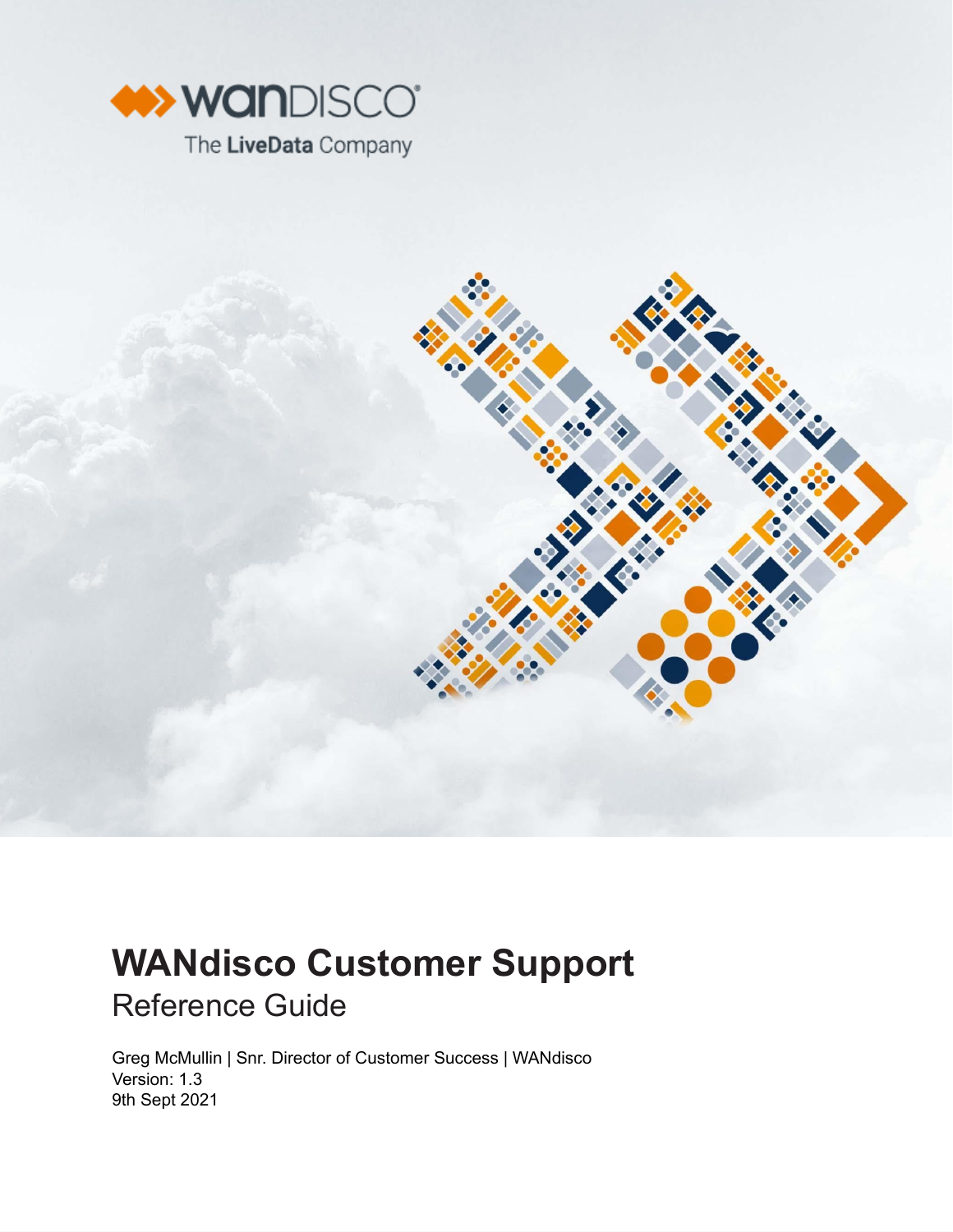WANdisco
The LiveData Company

# WANdisco Customer Support

## Reference Guide

Greg McMullin | Snr. Director of Customer Success | WANdisco
Version: 1.3
9th Sept 2021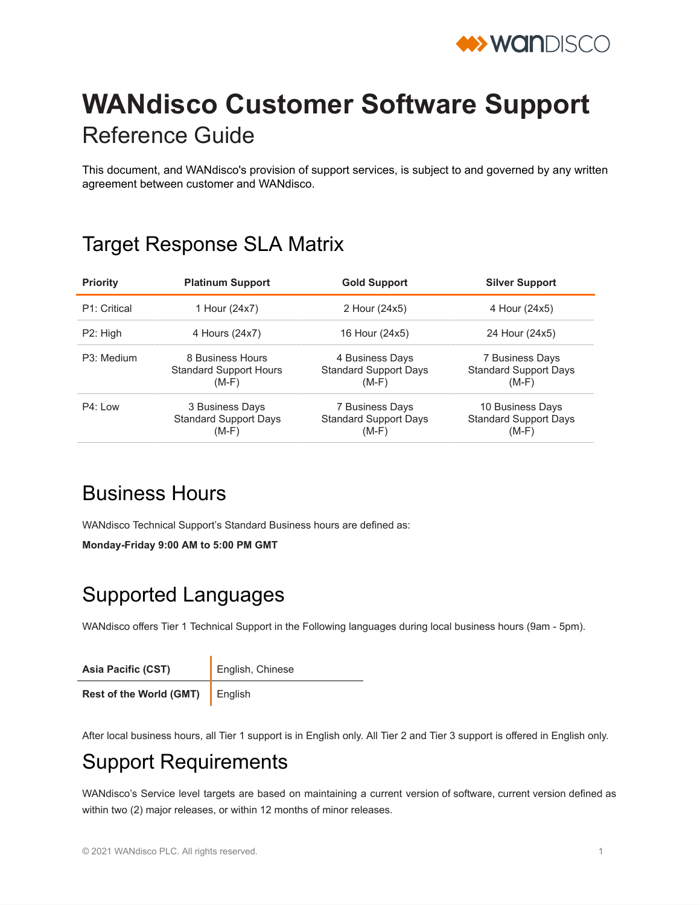# WANdisco Customer Software Support

## Reference Guide

This document, and WANdisco's provision of support services, is subject to and governed by any written agreement between customer and WANdisco.

## Target Response SLA Matrix

| Priority | Platinum Support | Gold Support | Silver Support |
|---|---|---|---|
| P1: Critical | 1 Hour (24x7) | 2 Hour (24x5) | 4 Hour (24x5) |
| P2: High | 4 Hours (24x7) | 16 Hour (24x5) | 24 Hour (24x5) |
| P3: Medium | 8 Business Hours Standard Support Hours (M-F) | 4 Business Days Standard Support Days (M-F) | 7 Business Days Standard Support Days (M-F) |
| P4: Low | 3 Business Days Standard Support Days (M-F) | 7 Business Days Standard Support Days (M-F) | 10 Business Days Standard Support Days (M-F) |

## Business Hours

WANdisco Technical Support's Standard Business hours are defined as:

**Monday-Friday 9:00 AM to 5:00 PM GMT**

## Supported Languages

WANdisco offers Tier 1 Technical Support in the Following languages during local business hours (9am - 5pm).

| | |
|---|---|
| **Asia Pacific (CST)** | English, Chinese |
| **Rest of the World (GMT)** | English |

After local business hours, all Tier 1 support is in English only. All Tier 2 and Tier 3 support is offered in English only.

## Support Requirements

WANdisco's Service level targets are based on maintaining a current version of software, current version defined as within two (2) major releases, or within 12 months of minor releases.

© 2021 WANdisco PLC. All rights reserved.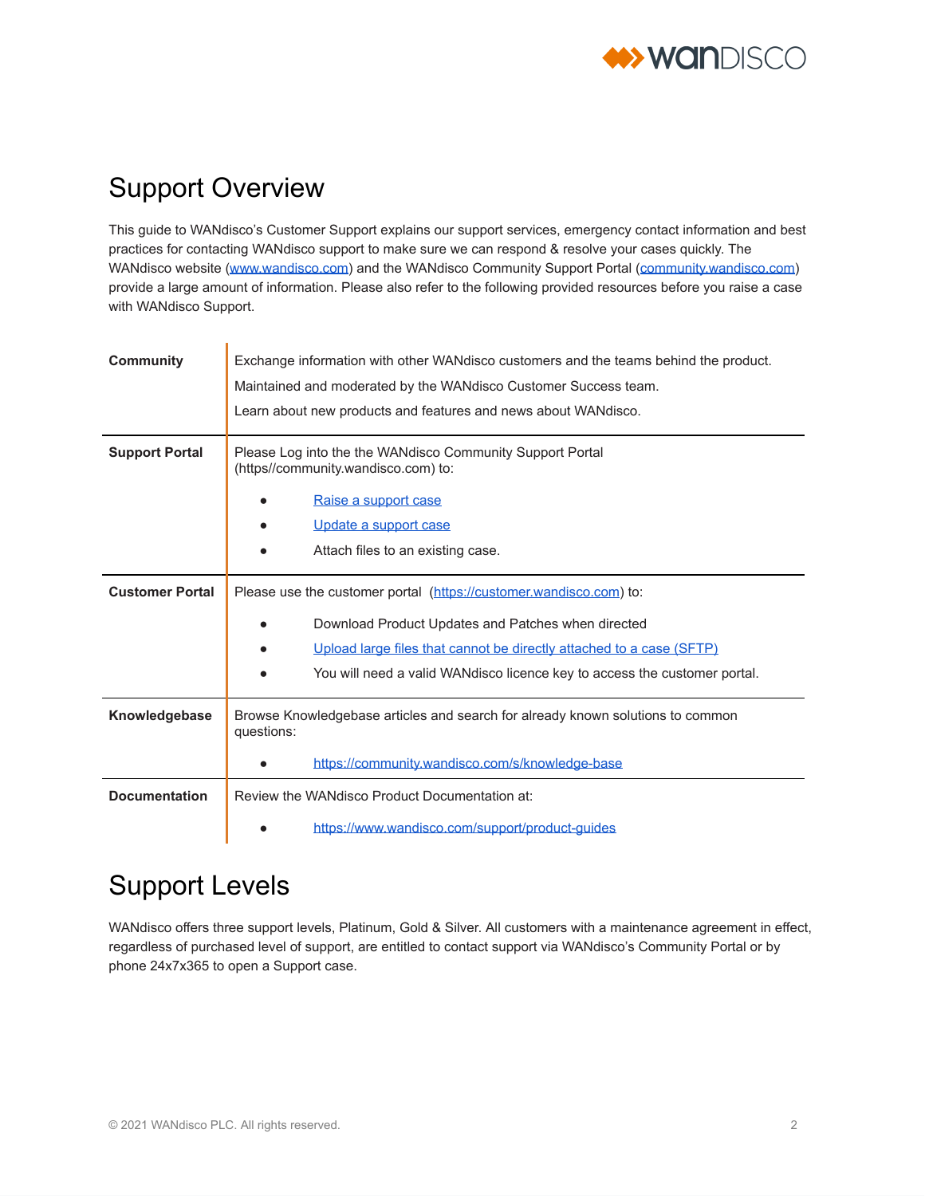# Support Overview

This guide to WANdisco's Customer Support explains our support services, emergency contact information and best practices for contacting WANdisco support to make sure we can respond & resolve your cases quickly. The WANdisco website (www.wandisco.com) and the WANdisco Community Support Portal (community.wandisco.com) provide a large amount of information. Please also refer to the following provided resources before you raise a case with WANdisco Support.

| | |
|---|---|
| **Community** | Exchange information with other WANdisco customers and the teams behind the product.<br>Maintained and moderated by the WANdisco Customer Success team.<br>Learn about new products and features and news about WANdisco. |
| **Support Portal** | Please Log into the the WANdisco Community Support Portal (https//community.wandisco.com) to:<br>• Raise a support case<br>• Update a support case<br>• Attach files to an existing case. |
| **Customer Portal** | Please use the customer portal (https://customer.wandisco.com) to:<br>• Download Product Updates and Patches when directed<br>• Upload large files that cannot be directly attached to a case (SFTP)<br>• You will need a valid WANdisco licence key to access the customer portal. |
| **Knowledgebase** | Browse Knowledgebase articles and search for already known solutions to common questions:<br>• https://community.wandisco.com/s/knowledge-base |
| **Documentation** | Review the WANdisco Product Documentation at:<br>• https://www.wandisco.com/support/product-guides |

# Support Levels

WANdisco offers three support levels, Platinum, Gold & Silver. All customers with a maintenance agreement in effect, regardless of purchased level of support, are entitled to contact support via WANdisco's Community Portal or by phone 24x7x365 to open a Support case.

© 2021 WANdisco PLC. All rights reserved.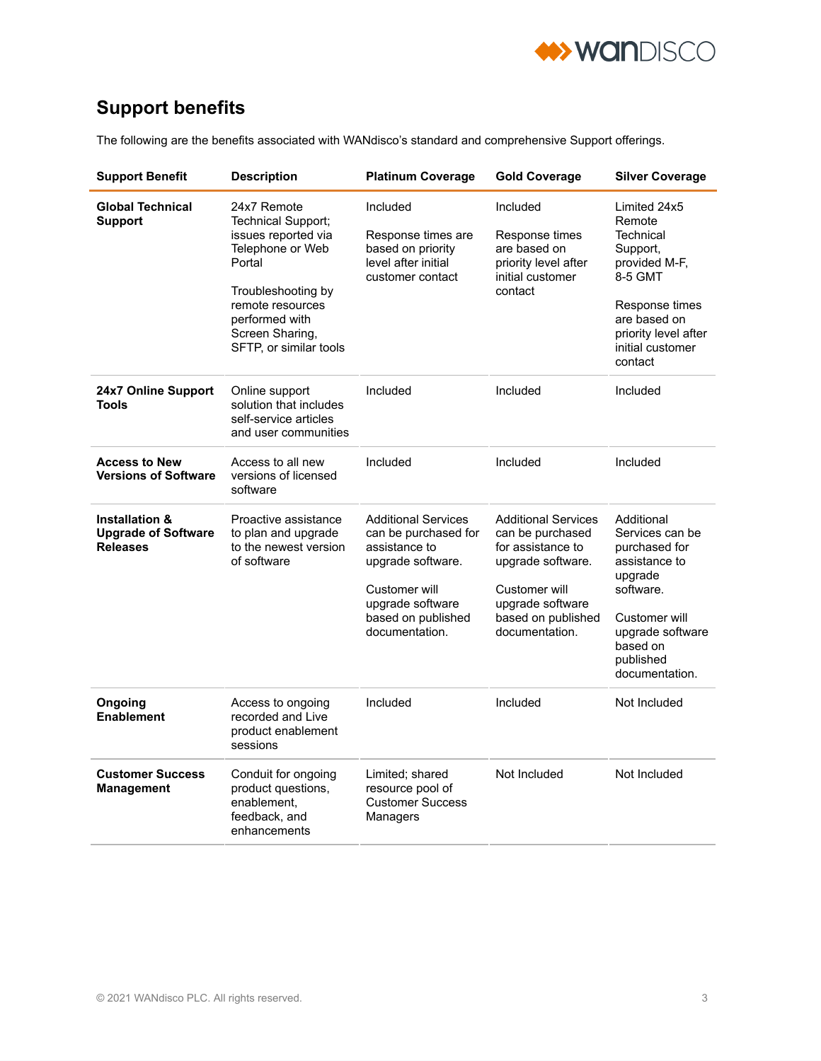## Support benefits

The following are the benefits associated with WANdisco's standard and comprehensive Support offerings.

| Support Benefit | Description | Platinum Coverage | Gold Coverage | Silver Coverage |
|---|---|---|---|---|
| **Global Technical Support** | 24x7 Remote Technical Support; issues reported via Telephone or Web Portal<br><br>Troubleshooting by remote resources performed with Screen Sharing, SFTP, or similar tools | Included<br><br>Response times are based on priority level after initial customer contact | Included<br><br>Response times are based on priority level after initial customer contact | Limited 24x5 Remote Technical Support, provided M-F, 8-5 GMT<br><br>Response times are based on priority level after initial customer contact |
| **24x7 Online Support Tools** | Online support solution that includes self-service articles and user communities | Included | Included | Included |
| **Access to New Versions of Software** | Access to all new versions of licensed software | Included | Included | Included |
| **Installation & Upgrade of Software Releases** | Proactive assistance to plan and upgrade to the newest version of software | Additional Services can be purchased for assistance to upgrade software.<br><br>Customer will upgrade software based on published documentation. | Additional Services can be purchased for assistance to upgrade software.<br><br>Customer will upgrade software based on published documentation. | Additional Services can be purchased for assistance to upgrade software.<br><br>Customer will upgrade software based on published documentation. |
| **Ongoing Enablement** | Access to ongoing recorded and Live product enablement sessions | Included | Included | Not Included |
| **Customer Success Management** | Conduit for ongoing product questions, enablement, feedback, and enhancements | Limited; shared resource pool of Customer Success Managers | Not Included | Not Included |

© 2021 WANdisco PLC. All rights reserved.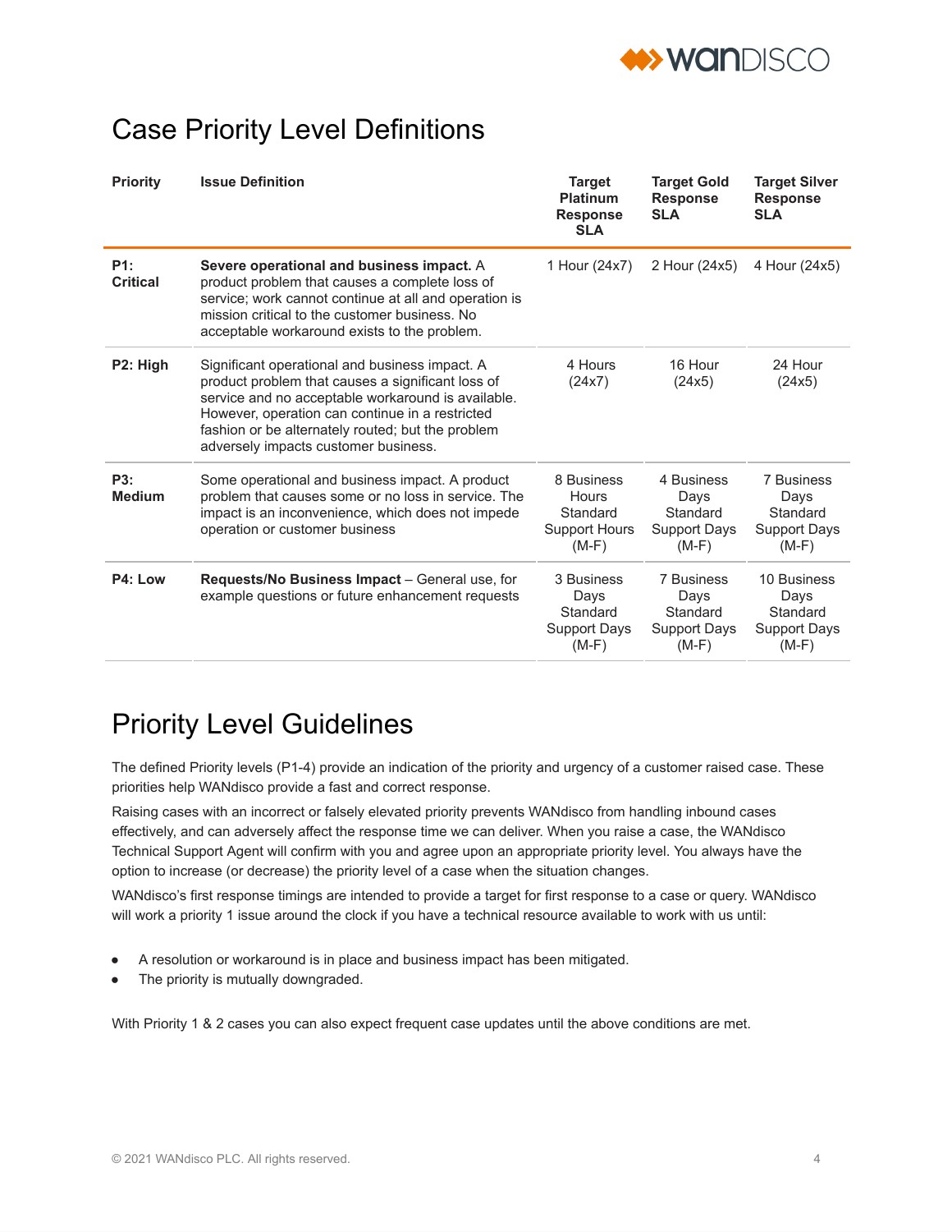## Case Priority Level Definitions

| Priority | Issue Definition | Target Platinum Response SLA | Target Gold Response SLA | Target Silver Response SLA |
|---|---|---|---|---|
| **P1: Critical** | **Severe operational and business impact.** A product problem that causes a complete loss of service; work cannot continue at all and operation is mission critical to the customer business. No acceptable workaround exists to the problem. | 1 Hour (24x7) | 2 Hour (24x5) | 4 Hour (24x5) |
| **P2: High** | Significant operational and business impact. A product problem that causes a significant loss of service and no acceptable workaround is available. However, operation can continue in a restricted fashion or be alternately routed; but the problem adversely impacts customer business. | 4 Hours (24x7) | 16 Hour (24x5) | 24 Hour (24x5) |
| **P3: Medium** | Some operational and business impact. A product problem that causes some or no loss in service. The impact is an inconvenience, which does not impede operation or customer business | 8 Business Hours Standard Support Hours (M-F) | 4 Business Days Standard Support Days (M-F) | 7 Business Days Standard Support Days (M-F) |
| **P4: Low** | **Requests/No Business Impact** – General use, for example questions or future enhancement requests | 3 Business Days Standard Support Days (M-F) | 7 Business Days Standard Support Days (M-F) | 10 Business Days Standard Support Days (M-F) |

## Priority Level Guidelines

The defined Priority levels (P1-4) provide an indication of the priority and urgency of a customer raised case. These priorities help WANdisco provide a fast and correct response.

Raising cases with an incorrect or falsely elevated priority prevents WANdisco from handling inbound cases effectively, and can adversely affect the response time we can deliver. When you raise a case, the WANdisco Technical Support Agent will confirm with you and agree upon an appropriate priority level. You always have the option to increase (or decrease) the priority level of a case when the situation changes.

WANdisco's first response timings are intended to provide a target for first response to a case or query. WANdisco will work a priority 1 issue around the clock if you have a technical resource available to work with us until:

- A resolution or workaround is in place and business impact has been mitigated.
- The priority is mutually downgraded.

With Priority 1 & 2 cases you can also expect frequent case updates until the above conditions are met.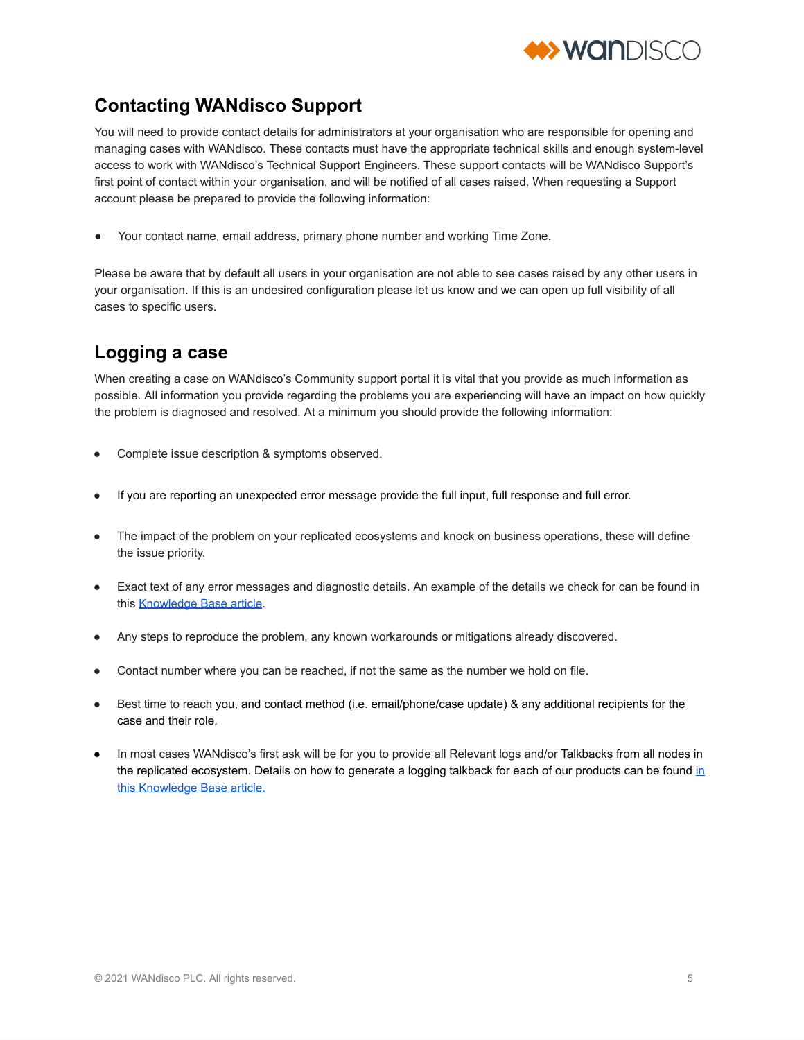## Contacting WANdisco Support

You will need to provide contact details for administrators at your organisation who are responsible for opening and managing cases with WANdisco. These contacts must have the appropriate technical skills and enough system-level access to work with WANdisco's Technical Support Engineers. These support contacts will be WANdisco Support's first point of contact within your organisation, and will be notified of all cases raised. When requesting a Support account please be prepared to provide the following information:

- Your contact name, email address, primary phone number and working Time Zone.

Please be aware that by default all users in your organisation are not able to see cases raised by any other users in your organisation. If this is an undesired configuration please let us know and we can open up full visibility of all cases to specific users.

## Logging a case

When creating a case on WANdisco's Community support portal it is vital that you provide as much information as possible. All information you provide regarding the problems you are experiencing will have an impact on how quickly the problem is diagnosed and resolved. At a minimum you should provide the following information:

- Complete issue description & symptoms observed.
- If you are reporting an unexpected error message provide the full input, full response and full error.
- The impact of the problem on your replicated ecosystems and knock on business operations, these will define the issue priority.
- Exact text of any error messages and diagnostic details. An example of the details we check for can be found in this Knowledge Base article.
- Any steps to reproduce the problem, any known workarounds or mitigations already discovered.
- Contact number where you can be reached, if not the same as the number we hold on file.
- Best time to reach you, and contact method (i.e. email/phone/case update) & any additional recipients for the case and their role.
- In most cases WANdisco's first ask will be for you to provide all Relevant logs and/or Talkbacks from all nodes in the replicated ecosystem. Details on how to generate a logging talkback for each of our products can be found in this Knowledge Base article.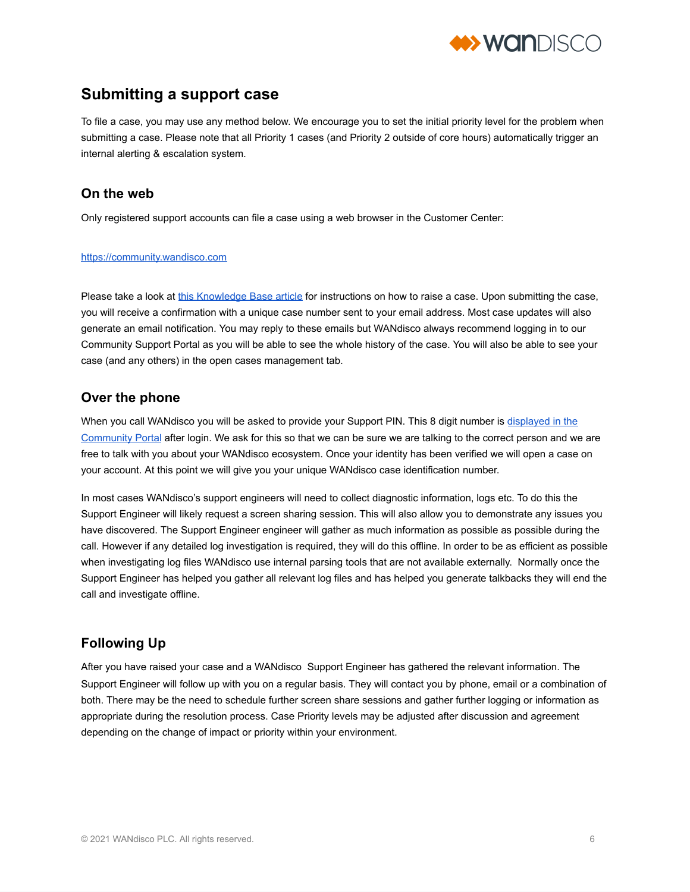## Submitting a support case

To file a case, you may use any method below. We encourage you to set the initial priority level for the problem when submitting a case. Please note that all Priority 1 cases (and Priority 2 outside of core hours) automatically trigger an internal alerting & escalation system.

### On the web

Only registered support accounts can file a case using a web browser in the Customer Center:

[https://community.wandisco.com](https://community.wandisco.com)

Please take a look at this Knowledge Base article for instructions on how to raise a case. Upon submitting the case, you will receive a confirmation with a unique case number sent to your email address. Most case updates will also generate an email notification. You may reply to these emails but WANdisco always recommend logging in to our Community Support Portal as you will be able to see the whole history of the case. You will also be able to see your case (and any others) in the open cases management tab.

### Over the phone

When you call WANdisco you will be asked to provide your Support PIN. This 8 digit number is displayed in the Community Portal after login. We ask for this so that we can be sure we are talking to the correct person and we are free to talk with you about your WANdisco ecosystem. Once your identity has been verified we will open a case on your account. At this point we will give you your unique WANdisco case identification number.

In most cases WANdisco's support engineers will need to collect diagnostic information, logs etc. To do this the Support Engineer will likely request a screen sharing session. This will also allow you to demonstrate any issues you have discovered. The Support Engineer engineer will gather as much information as possible as possible during the call. However if any detailed log investigation is required, they will do this offline. In order to be as efficient as possible when investigating log files WANdisco use internal parsing tools that are not available externally. Normally once the Support Engineer has helped you gather all relevant log files and has helped you generate talkbacks they will end the call and investigate offline.

### Following Up

After you have raised your case and a WANdisco Support Engineer has gathered the relevant information. The Support Engineer will follow up with you on a regular basis. They will contact you by phone, email or a combination of both. There may be the need to schedule further screen share sessions and gather further logging or information as appropriate during the resolution process. Case Priority levels may be adjusted after discussion and agreement depending on the change of impact or priority within your environment.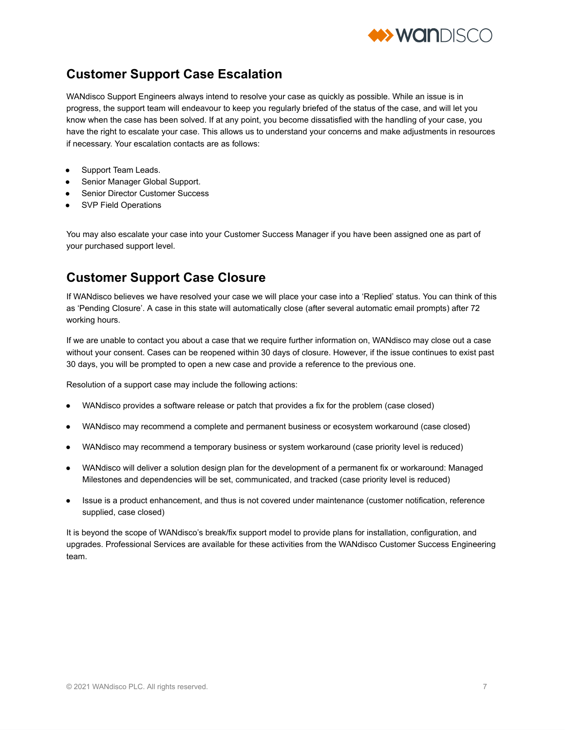## Customer Support Case Escalation

WANdisco Support Engineers always intend to resolve your case as quickly as possible. While an issue is in progress, the support team will endeavour to keep you regularly briefed of the status of the case, and will let you know when the case has been solved. If at any point, you become dissatisfied with the handling of your case, you have the right to escalate your case. This allows us to understand your concerns and make adjustments in resources if necessary. Your escalation contacts are as follows:

- Support Team Leads.
- Senior Manager Global Support.
- Senior Director Customer Success
- SVP Field Operations

You may also escalate your case into your Customer Success Manager if you have been assigned one as part of your purchased support level.

## Customer Support Case Closure

If WANdisco believes we have resolved your case we will place your case into a 'Replied' status. You can think of this as 'Pending Closure'. A case in this state will automatically close (after several automatic email prompts) after 72 working hours.

If we are unable to contact you about a case that we require further information on, WANdisco may close out a case without your consent. Cases can be reopened within 30 days of closure. However, if the issue continues to exist past 30 days, you will be prompted to open a new case and provide a reference to the previous one.

Resolution of a support case may include the following actions:

- WANdisco provides a software release or patch that provides a fix for the problem (case closed)
- WANdisco may recommend a complete and permanent business or ecosystem workaround (case closed)
- WANdisco may recommend a temporary business or system workaround (case priority level is reduced)
- WANdisco will deliver a solution design plan for the development of a permanent fix or workaround: Managed Milestones and dependencies will be set, communicated, and tracked (case priority level is reduced)
- Issue is a product enhancement, and thus is not covered under maintenance (customer notification, reference supplied, case closed)

It is beyond the scope of WANdisco's break/fix support model to provide plans for installation, configuration, and upgrades. Professional Services are available for these activities from the WANdisco Customer Success Engineering team.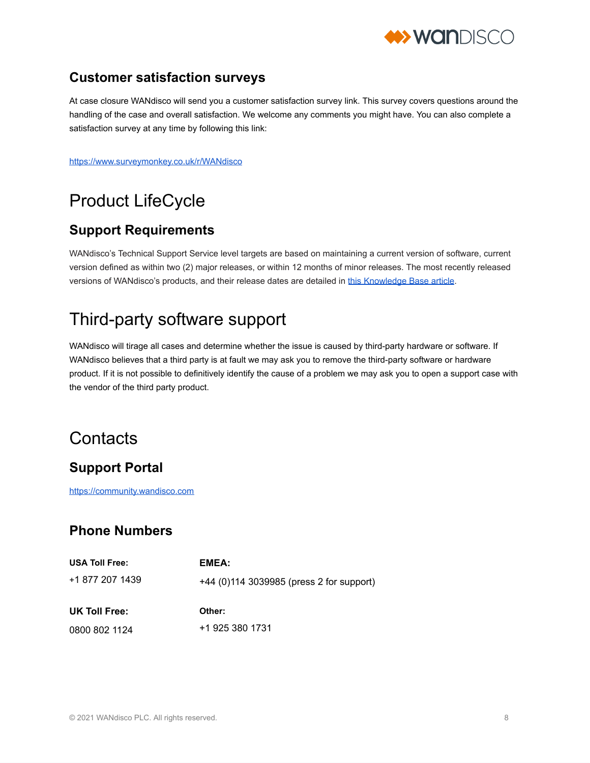### Customer satisfaction surveys

At case closure WANdisco will send you a customer satisfaction survey link. This survey covers questions around the handling of the case and overall satisfaction. We welcome any comments you might have. You can also complete a satisfaction survey at any time by following this link:

https://www.surveymonkey.co.uk/r/WANdisco

## Product LifeCycle

### Support Requirements

WANdisco's Technical Support Service level targets are based on maintaining a current version of software, current version defined as within two (2) major releases, or within 12 months of minor releases. The most recently released versions of WANdisco's products, and their release dates are detailed in this Knowledge Base article.

## Third-party software support

WANdisco will tirage all cases and determine whether the issue is caused by third-party hardware or software. If WANdisco believes that a third party is at fault we may ask you to remove the third-party software or hardware product. If it is not possible to definitively identify the cause of a problem we may ask you to open a support case with the vendor of the third party product.

## Contacts

### Support Portal

https://community.wandisco.com

### Phone Numbers

| | |
|---|---|
| **USA Toll Free:**<br>+1 877 207 1439 | **EMEA:**<br>+44 (0)114 3039985 (press 2 for support) |
| **UK Toll Free:**<br>0800 802 1124 | **Other:**<br>+1 925 380 1731 |

© 2021 WANdisco PLC. All rights reserved.